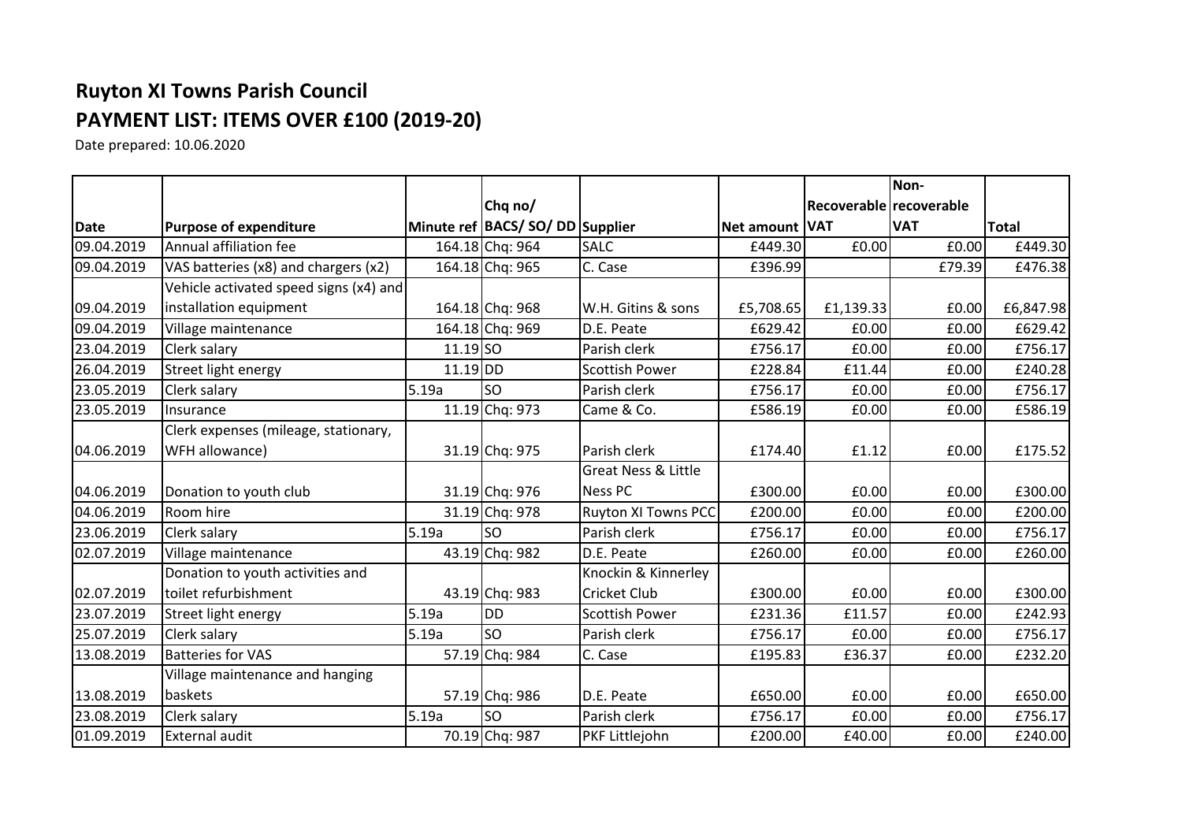# Ruyton XI Towns Parish Council

## PAYMENT LIST: ITEMS OVER £100 (2019-20)

Date prepared: 10.06.2020

| Date | Purpose of expenditure | Minute ref | Chq no/ BACS/ SO/ DD | Supplier | Net amount | Recoverable VAT | Non-recoverable VAT | Total |
|---|---|---|---|---|---|---|---|---|
| 09.04.2019 | Annual affiliation fee | 164.18 | Chq: 964 | SALC | £449.30 | £0.00 | £0.00 | £449.30 |
| 09.04.2019 | VAS batteries (x8) and chargers (x2) | 164.18 | Chq: 965 | C. Case | £396.99 | | £79.39 | £476.38 |
| 09.04.2019 | Vehicle activated speed signs (x4) and installation equipment | 164.18 | Chq: 968 | W.H. Gitins & sons | £5,708.65 | £1,139.33 | £0.00 | £6,847.98 |
| 09.04.2019 | Village maintenance | 164.18 | Chq: 969 | D.E. Peate | £629.42 | £0.00 | £0.00 | £629.42 |
| 23.04.2019 | Clerk salary | 11.19 | SO | Parish clerk | £756.17 | £0.00 | £0.00 | £756.17 |
| 26.04.2019 | Street light energy | 11.19 | DD | Scottish Power | £228.84 | £11.44 | £0.00 | £240.28 |
| 23.05.2019 | Clerk salary | 5.19a | SO | Parish clerk | £756.17 | £0.00 | £0.00 | £756.17 |
| 23.05.2019 | Insurance | 11.19 | Chq: 973 | Came & Co. | £586.19 | £0.00 | £0.00 | £586.19 |
| 04.06.2019 | Clerk expenses (mileage, stationary, WFH allowance) | 31.19 | Chq: 975 | Parish clerk | £174.40 | £1.12 | £0.00 | £175.52 |
| 04.06.2019 | Donation to youth club | 31.19 | Chq: 976 | Great Ness & Little Ness PC | £300.00 | £0.00 | £0.00 | £300.00 |
| 04.06.2019 | Room hire | 31.19 | Chq: 978 | Ruyton XI Towns PCC | £200.00 | £0.00 | £0.00 | £200.00 |
| 23.06.2019 | Clerk salary | 5.19a | SO | Parish clerk | £756.17 | £0.00 | £0.00 | £756.17 |
| 02.07.2019 | Village maintenance | 43.19 | Chq: 982 | D.E. Peate | £260.00 | £0.00 | £0.00 | £260.00 |
| 02.07.2019 | Donation to youth activities and toilet refurbishment | 43.19 | Chq: 983 | Knockin & Kinnerley Cricket Club | £300.00 | £0.00 | £0.00 | £300.00 |
| 23.07.2019 | Street light energy | 5.19a | DD | Scottish Power | £231.36 | £11.57 | £0.00 | £242.93 |
| 25.07.2019 | Clerk salary | 5.19a | SO | Parish clerk | £756.17 | £0.00 | £0.00 | £756.17 |
| 13.08.2019 | Batteries for VAS | 57.19 | Chq: 984 | C. Case | £195.83 | £36.37 | £0.00 | £232.20 |
| 13.08.2019 | Village maintenance and hanging baskets | 57.19 | Chq: 986 | D.E. Peate | £650.00 | £0.00 | £0.00 | £650.00 |
| 23.08.2019 | Clerk salary | 5.19a | SO | Parish clerk | £756.17 | £0.00 | £0.00 | £756.17 |
| 01.09.2019 | External audit | 70.19 | Chq: 987 | PKF Littlejohn | £200.00 | £40.00 | £0.00 | £240.00 |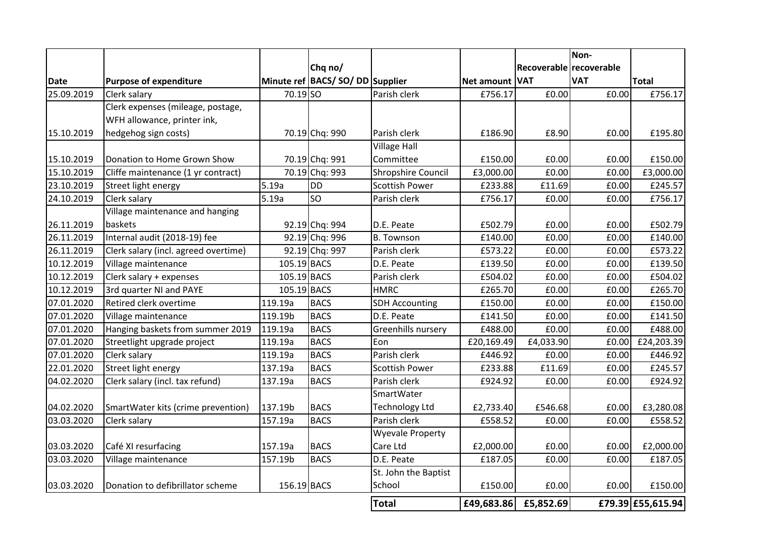| Date | Purpose of expenditure | Minute ref | Chq no/ BACS/ SO/ DD | Supplier | Net amount | Recoverable VAT | Non-recoverable VAT | Total |
|---|---|---|---|---|---|---|---|---|
| 25.09.2019 | Clerk salary | 70.19 | SO | Parish clerk | £756.17 | £0.00 | £0.00 | £756.17 |
| 15.10.2019 | Clerk expenses (mileage, postage, WFH allowance, printer ink, hedgehog sign costs) | 70.19 | Chq: 990 | Parish clerk | £186.90 | £8.90 | £0.00 | £195.80 |
| 15.10.2019 | Donation to Home Grown Show | 70.19 | Chq: 991 | Village Hall Committee | £150.00 | £0.00 | £0.00 | £150.00 |
| 15.10.2019 | Cliffe maintenance (1 yr contract) | 70.19 | Chq: 993 | Shropshire Council | £3,000.00 | £0.00 | £0.00 | £3,000.00 |
| 23.10.2019 | Street light energy | 5.19a | DD | Scottish Power | £233.88 | £11.69 | £0.00 | £245.57 |
| 24.10.2019 | Clerk salary | 5.19a | SO | Parish clerk | £756.17 | £0.00 | £0.00 | £756.17 |
| 26.11.2019 | Village maintenance and hanging baskets | 92.19 | Chq: 994 | D.E. Peate | £502.79 | £0.00 | £0.00 | £502.79 |
| 26.11.2019 | Internal audit (2018-19) fee | 92.19 | Chq: 996 | B. Townson | £140.00 | £0.00 | £0.00 | £140.00 |
| 26.11.2019 | Clerk salary (incl. agreed overtime) | 92.19 | Chq: 997 | Parish clerk | £573.22 | £0.00 | £0.00 | £573.22 |
| 10.12.2019 | Village maintenance | 105.19 | BACS | D.E. Peate | £139.50 | £0.00 | £0.00 | £139.50 |
| 10.12.2019 | Clerk salary + expenses | 105.19 | BACS | Parish clerk | £504.02 | £0.00 | £0.00 | £504.02 |
| 10.12.2019 | 3rd quarter NI and PAYE | 105.19 | BACS | HMRC | £265.70 | £0.00 | £0.00 | £265.70 |
| 07.01.2020 | Retired clerk overtime | 119.19a | BACS | SDH Accounting | £150.00 | £0.00 | £0.00 | £150.00 |
| 07.01.2020 | Village maintenance | 119.19b | BACS | D.E. Peate | £141.50 | £0.00 | £0.00 | £141.50 |
| 07.01.2020 | Hanging baskets from summer 2019 | 119.19a | BACS | Greenhills nursery | £488.00 | £0.00 | £0.00 | £488.00 |
| 07.01.2020 | Streetlight upgrade project | 119.19a | BACS | Eon | £20,169.49 | £4,033.90 | £0.00 | £24,203.39 |
| 07.01.2020 | Clerk salary | 119.19a | BACS | Parish clerk | £446.92 | £0.00 | £0.00 | £446.92 |
| 22.01.2020 | Street light energy | 137.19a | BACS | Scottish Power | £233.88 | £11.69 | £0.00 | £245.57 |
| 04.02.2020 | Clerk salary (incl. tax refund) | 137.19a | BACS | Parish clerk | £924.92 | £0.00 | £0.00 | £924.92 |
| 04.02.2020 | SmartWater kits (crime prevention) | 137.19b | BACS | SmartWater Technology Ltd | £2,733.40 | £546.68 | £0.00 | £3,280.08 |
| 03.03.2020 | Clerk salary | 157.19a | BACS | Parish clerk | £558.52 | £0.00 | £0.00 | £558.52 |
| 03.03.2020 | Café XI resurfacing | 157.19a | BACS | Wyevale Property Care Ltd | £2,000.00 | £0.00 | £0.00 | £2,000.00 |
| 03.03.2020 | Village maintenance | 157.19b | BACS | D.E. Peate | £187.05 | £0.00 | £0.00 | £187.05 |
| 03.03.2020 | Donation to defibrillator scheme | 156.19 | BACS | St. John the Baptist School | £150.00 | £0.00 | £0.00 | £150.00 |
| | | | | **Total** | **£49,683.86** | **£5,852.69** | **£79.39** | **£55,615.94** |